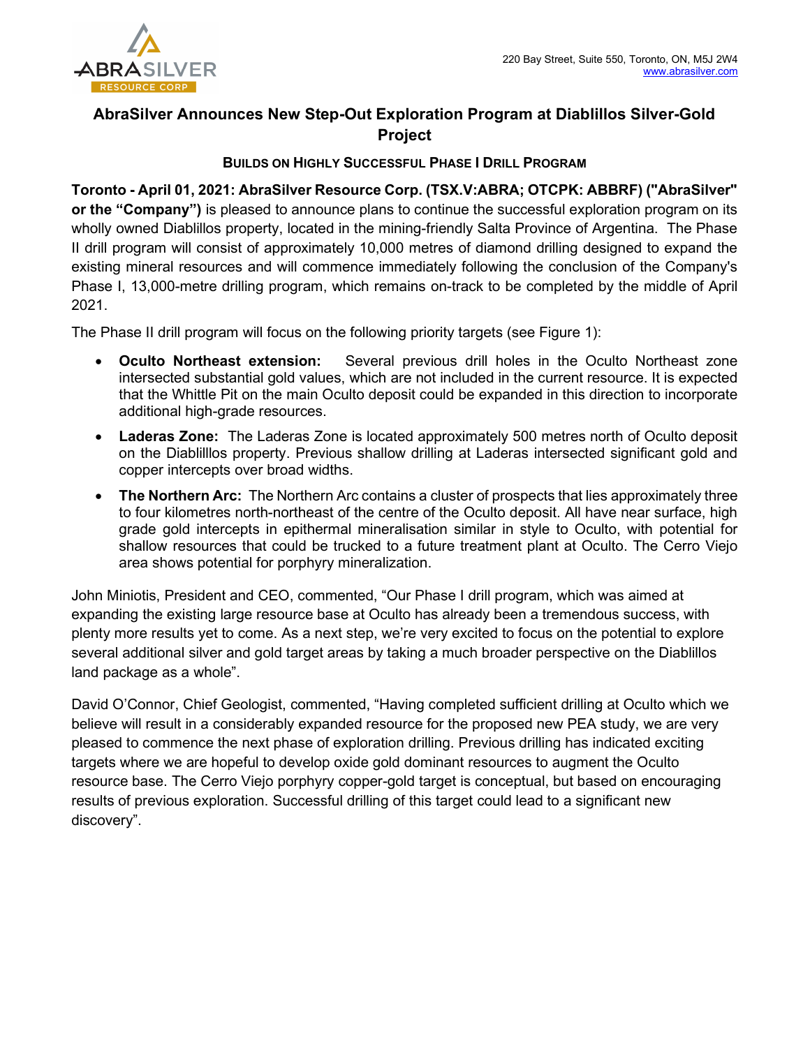220 Bay Street, Suite 550, Toronto, ON, M5J 2W4
www.abrasilver.com

# AbraSilver Announces New Step-Out Exploration Program at Diablillos Silver-Gold Project

### BUILDS ON HIGHLY SUCCESSFUL PHASE I DRILL PROGRAM

**Toronto - April 01, 2021: AbraSilver Resource Corp. (TSX.V:ABRA; OTCPK: ABBRF) ("AbraSilver" or the "Company")** is pleased to announce plans to continue the successful exploration program on its wholly owned Diablillos property, located in the mining-friendly Salta Province of Argentina. The Phase II drill program will consist of approximately 10,000 metres of diamond drilling designed to expand the existing mineral resources and will commence immediately following the conclusion of the Company's Phase I, 13,000-metre drilling program, which remains on-track to be completed by the middle of April 2021.

The Phase II drill program will focus on the following priority targets (see Figure 1):

- **Oculto Northeast extension:** Several previous drill holes in the Oculto Northeast zone intersected substantial gold values, which are not included in the current resource. It is expected that the Whittle Pit on the main Oculto deposit could be expanded in this direction to incorporate additional high-grade resources.
- **Laderas Zone:** The Laderas Zone is located approximately 500 metres north of Oculto deposit on the Diablilllos property. Previous shallow drilling at Laderas intersected significant gold and copper intercepts over broad widths.
- **The Northern Arc:** The Northern Arc contains a cluster of prospects that lies approximately three to four kilometres north-northeast of the centre of the Oculto deposit. All have near surface, high grade gold intercepts in epithermal mineralisation similar in style to Oculto, with potential for shallow resources that could be trucked to a future treatment plant at Oculto. The Cerro Viejo area shows potential for porphyry mineralization.

John Miniotis, President and CEO, commented, "Our Phase I drill program, which was aimed at expanding the existing large resource base at Oculto has already been a tremendous success, with plenty more results yet to come. As a next step, we're very excited to focus on the potential to explore several additional silver and gold target areas by taking a much broader perspective on the Diablillos land package as a whole".

David O'Connor, Chief Geologist, commented, "Having completed sufficient drilling at Oculto which we believe will result in a considerably expanded resource for the proposed new PEA study, we are very pleased to commence the next phase of exploration drilling. Previous drilling has indicated exciting targets where we are hopeful to develop oxide gold dominant resources to augment the Oculto resource base. The Cerro Viejo porphyry copper-gold target is conceptual, but based on encouraging results of previous exploration. Successful drilling of this target could lead to a significant new discovery".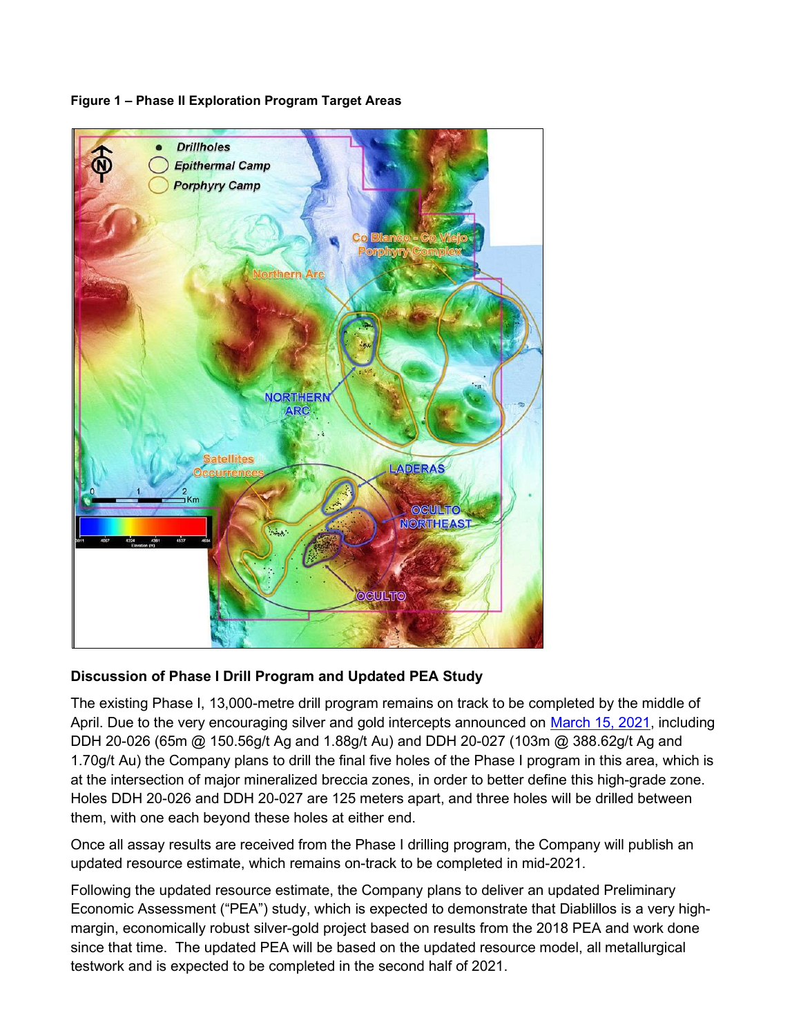**Figure 1 – Phase II Exploration Program Target Areas**

**Discussion of Phase I Drill Program and Updated PEA Study**

The existing Phase I, 13,000-metre drill program remains on track to be completed by the middle of April. Due to the very encouraging silver and gold intercepts announced on March 15, 2021, including DDH 20-026 (65m @ 150.56g/t Ag and 1.88g/t Au) and DDH 20-027 (103m @ 388.62g/t Ag and 1.70g/t Au) the Company plans to drill the final five holes of the Phase I program in this area, which is at the intersection of major mineralized breccia zones, in order to better define this high-grade zone. Holes DDH 20-026 and DDH 20-027 are 125 meters apart, and three holes will be drilled between them, with one each beyond these holes at either end.

Once all assay results are received from the Phase I drilling program, the Company will publish an updated resource estimate, which remains on-track to be completed in mid-2021.

Following the updated resource estimate, the Company plans to deliver an updated Preliminary Economic Assessment ("PEA") study, which is expected to demonstrate that Diablillos is a very high-margin, economically robust silver-gold project based on results from the 2018 PEA and work done since that time. The updated PEA will be based on the updated resource model, all metallurgical testwork and is expected to be completed in the second half of 2021.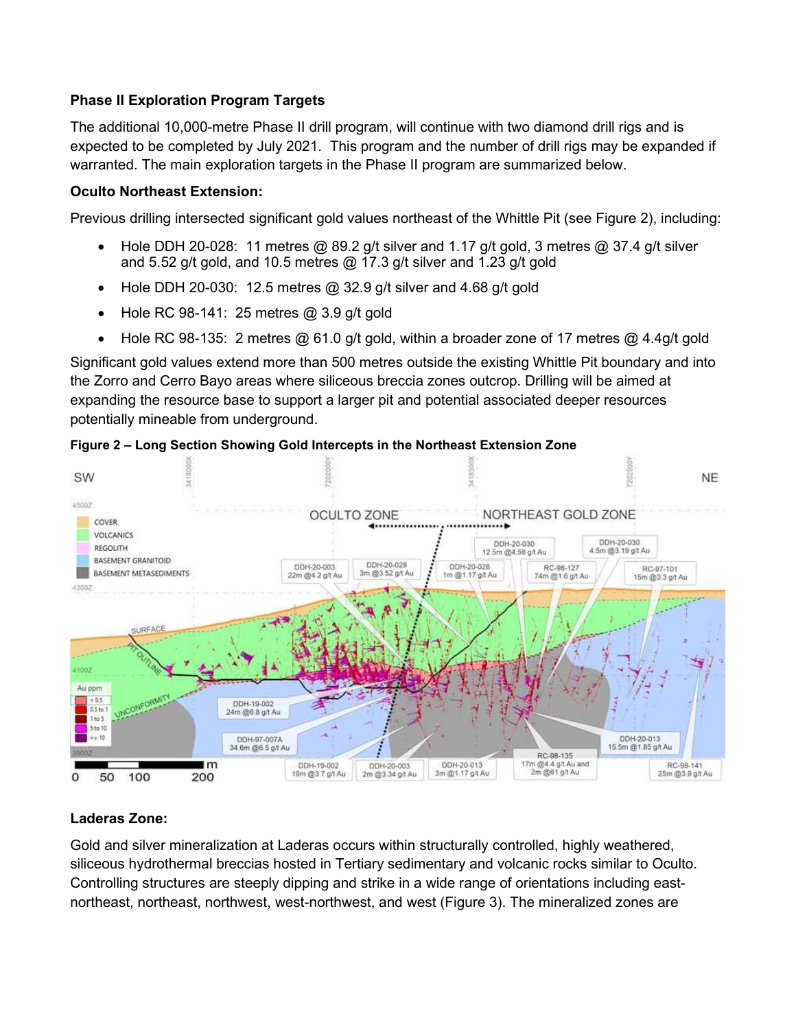**Phase II Exploration Program Targets**

The additional 10,000-metre Phase II drill program, will continue with two diamond drill rigs and is expected to be completed by July 2021. This program and the number of drill rigs may be expanded if warranted. The main exploration targets in the Phase II program are summarized below.

**Oculto Northeast Extension:**

Previous drilling intersected significant gold values northeast of the Whittle Pit (see Figure 2), including:

- Hole DDH 20-028: 11 metres @ 89.2 g/t silver and 1.17 g/t gold, 3 metres @ 37.4 g/t silver and 5.52 g/t gold, and 10.5 metres @ 17.3 g/t silver and 1.23 g/t gold
- Hole DDH 20-030: 12.5 metres @ 32.9 g/t silver and 4.68 g/t gold
- Hole RC 98-141: 25 metres @ 3.9 g/t gold
- Hole RC 98-135: 2 metres @ 61.0 g/t gold, within a broader zone of 17 metres @ 4.4g/t gold

Significant gold values extend more than 500 metres outside the existing Whittle Pit boundary and into the Zorro and Cerro Bayo areas where siliceous breccia zones outcrop. Drilling will be aimed at expanding the resource base to support a larger pit and potential associated deeper resources potentially mineable from underground.

**Figure 2 – Long Section Showing Gold Intercepts in the Northeast Extension Zone**

**Laderas Zone:**

Gold and silver mineralization at Laderas occurs within structurally controlled, highly weathered, siliceous hydrothermal breccias hosted in Tertiary sedimentary and volcanic rocks similar to Oculto. Controlling structures are steeply dipping and strike in a wide range of orientations including east-northeast, northeast, northwest, west-northwest, and west (Figure 3). The mineralized zones are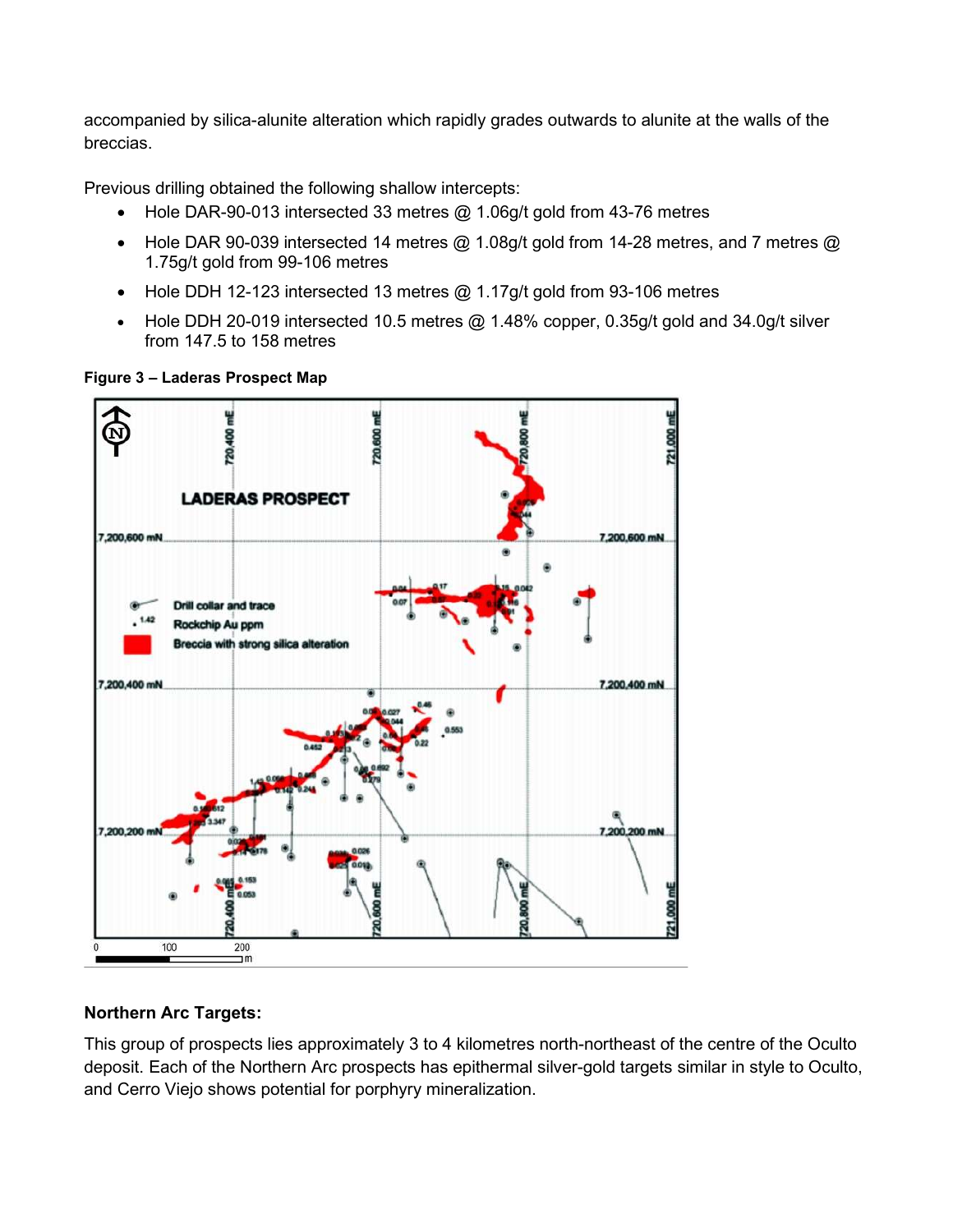accompanied by silica-alunite alteration which rapidly grades outwards to alunite at the walls of the breccias.

Previous drilling obtained the following shallow intercepts:

- Hole DAR-90-013 intersected 33 metres @ 1.06g/t gold from 43-76 metres
- Hole DAR 90-039 intersected 14 metres @ 1.08g/t gold from 14-28 metres, and 7 metres @ 1.75g/t gold from 99-106 metres
- Hole DDH 12-123 intersected 13 metres @ 1.17g/t gold from 93-106 metres
- Hole DDH 20-019 intersected 10.5 metres @ 1.48% copper, 0.35g/t gold and 34.0g/t silver from 147.5 to 158 metres

**Figure 3 – Laderas Prospect Map**

**Northern Arc Targets:**

This group of prospects lies approximately 3 to 4 kilometres north-northeast of the centre of the Oculto deposit. Each of the Northern Arc prospects has epithermal silver-gold targets similar in style to Oculto, and Cerro Viejo shows potential for porphyry mineralization.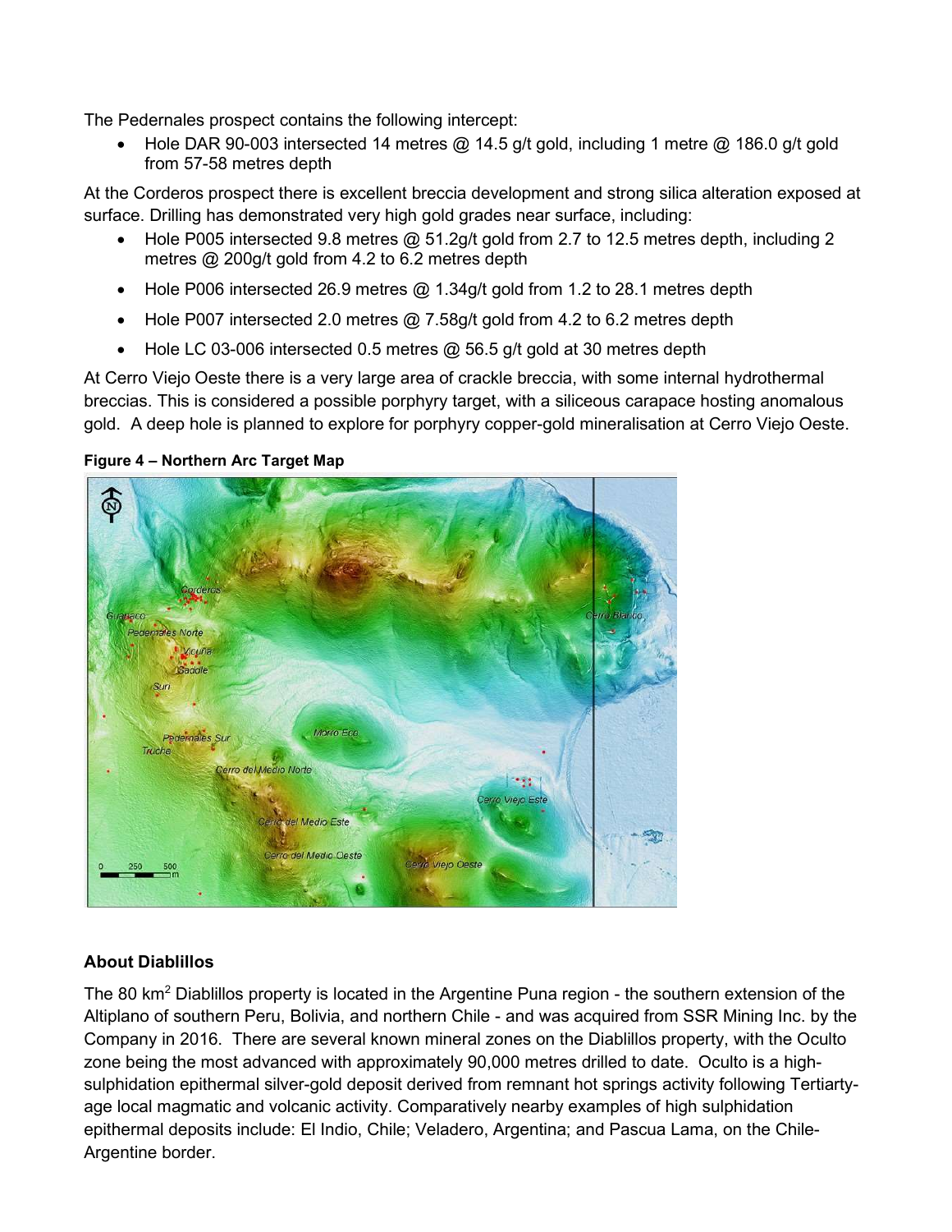The Pedernales prospect contains the following intercept:

- Hole DAR 90-003 intersected 14 metres @ 14.5 g/t gold, including 1 metre @ 186.0 g/t gold from 57-58 metres depth

At the Corderos prospect there is excellent breccia development and strong silica alteration exposed at surface. Drilling has demonstrated very high gold grades near surface, including:

- Hole P005 intersected 9.8 metres @ 51.2g/t gold from 2.7 to 12.5 metres depth, including 2 metres @ 200g/t gold from 4.2 to 6.2 metres depth
- Hole P006 intersected 26.9 metres @ 1.34g/t gold from 1.2 to 28.1 metres depth
- Hole P007 intersected 2.0 metres @ 7.58g/t gold from 4.2 to 6.2 metres depth
- Hole LC 03-006 intersected 0.5 metres @ 56.5 g/t gold at 30 metres depth

At Cerro Viejo Oeste there is a very large area of crackle breccia, with some internal hydrothermal breccias. This is considered a possible porphyry target, with a siliceous carapace hosting anomalous gold. A deep hole is planned to explore for porphyry copper-gold mineralisation at Cerro Viejo Oeste.

**Figure 4 – Northern Arc Target Map**

### About Diablillos

The 80 km$^2$ Diablillos property is located in the Argentine Puna region - the southern extension of the Altiplano of southern Peru, Bolivia, and northern Chile - and was acquired from SSR Mining Inc. by the Company in 2016. There are several known mineral zones on the Diablillos property, with the Oculto zone being the most advanced with approximately 90,000 metres drilled to date. Oculto is a high-sulphidation epithermal silver-gold deposit derived from remnant hot springs activity following Tertiarty-age local magmatic and volcanic activity. Comparatively nearby examples of high sulphidation epithermal deposits include: El Indio, Chile; Veladero, Argentina; and Pascua Lama, on the Chile-Argentine border.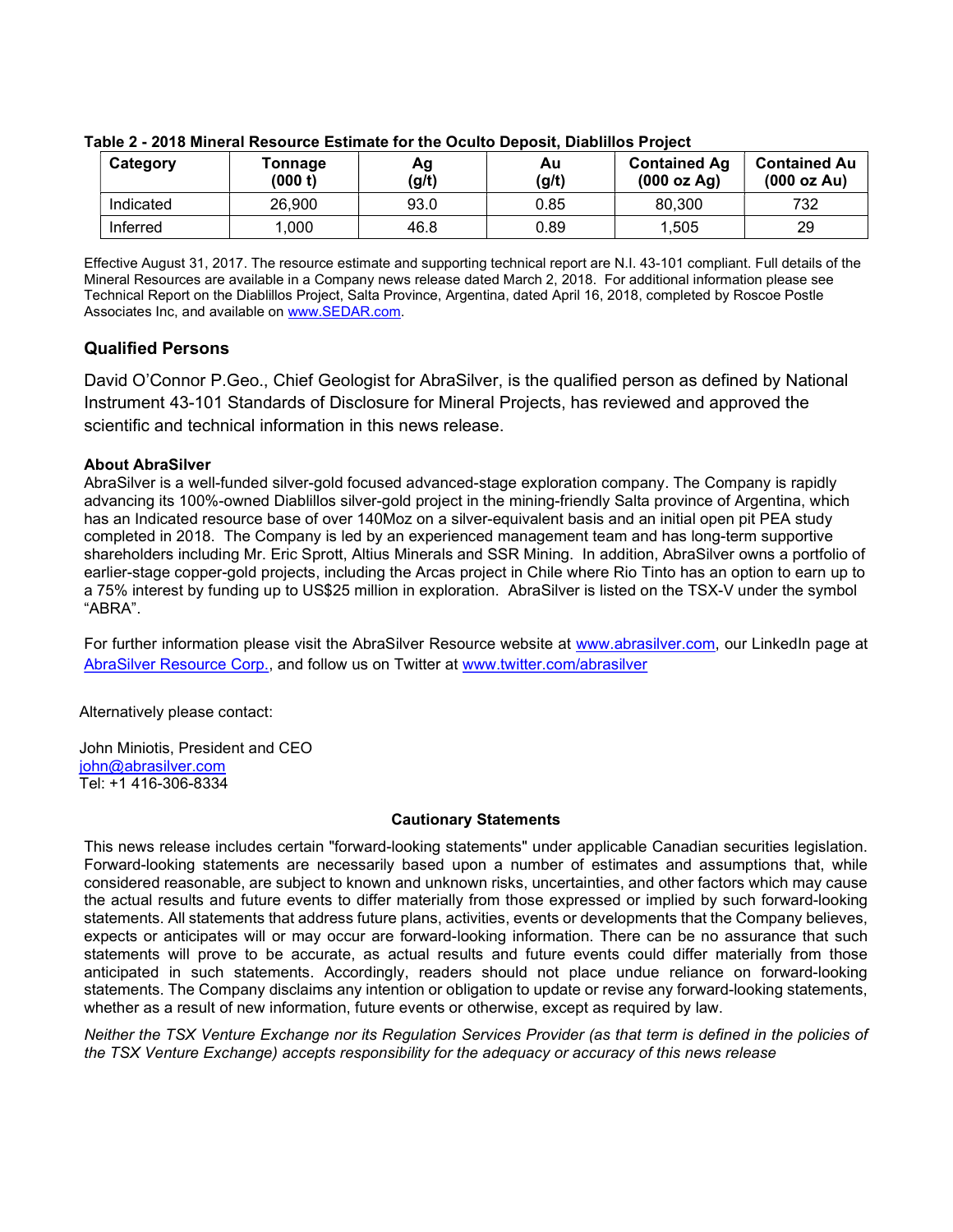**Table 2 - 2018 Mineral Resource Estimate for the Oculto Deposit, Diablillos Project**

| Category | Tonnage (000 t) | Ag (g/t) | Au (g/t) | Contained Ag (000 oz Ag) | Contained Au (000 oz Au) |
|---|---|---|---|---|---|
| Indicated | 26,900 | 93.0 | 0.85 | 80,300 | 732 |
| Inferred | 1,000 | 46.8 | 0.89 | 1,505 | 29 |

Effective August 31, 2017. The resource estimate and supporting technical report are N.I. 43-101 compliant. Full details of the Mineral Resources are available in a Company news release dated March 2, 2018. For additional information please see Technical Report on the Diablillos Project, Salta Province, Argentina, dated April 16, 2018, completed by Roscoe Postle Associates Inc, and available on www.SEDAR.com.

## Qualified Persons

David O'Connor P.Geo., Chief Geologist for AbraSilver, is the qualified person as defined by National Instrument 43-101 Standards of Disclosure for Mineral Projects, has reviewed and approved the scientific and technical information in this news release.

**About AbraSilver**

AbraSilver is a well-funded silver-gold focused advanced-stage exploration company. The Company is rapidly advancing its 100%-owned Diablillos silver-gold project in the mining-friendly Salta province of Argentina, which has an Indicated resource base of over 140Moz on a silver-equivalent basis and an initial open pit PEA study completed in 2018. The Company is led by an experienced management team and has long-term supportive shareholders including Mr. Eric Sprott, Altius Minerals and SSR Mining. In addition, AbraSilver owns a portfolio of earlier-stage copper-gold projects, including the Arcas project in Chile where Rio Tinto has an option to earn up to a 75% interest by funding up to US$25 million in exploration. AbraSilver is listed on the TSX-V under the symbol "ABRA".

For further information please visit the AbraSilver Resource website at www.abrasilver.com, our LinkedIn page at AbraSilver Resource Corp., and follow us on Twitter at www.twitter.com/abrasilver

Alternatively please contact:

John Miniotis, President and CEO
john@abrasilver.com
Tel: +1 416-306-8334

**Cautionary Statements**

This news release includes certain "forward-looking statements" under applicable Canadian securities legislation. Forward-looking statements are necessarily based upon a number of estimates and assumptions that, while considered reasonable, are subject to known and unknown risks, uncertainties, and other factors which may cause the actual results and future events to differ materially from those expressed or implied by such forward-looking statements. All statements that address future plans, activities, events or developments that the Company believes, expects or anticipates will or may occur are forward-looking information. There can be no assurance that such statements will prove to be accurate, as actual results and future events could differ materially from those anticipated in such statements. Accordingly, readers should not place undue reliance on forward-looking statements. The Company disclaims any intention or obligation to update or revise any forward-looking statements, whether as a result of new information, future events or otherwise, except as required by law.

*Neither the TSX Venture Exchange nor its Regulation Services Provider (as that term is defined in the policies of the TSX Venture Exchange) accepts responsibility for the adequacy or accuracy of this news release*